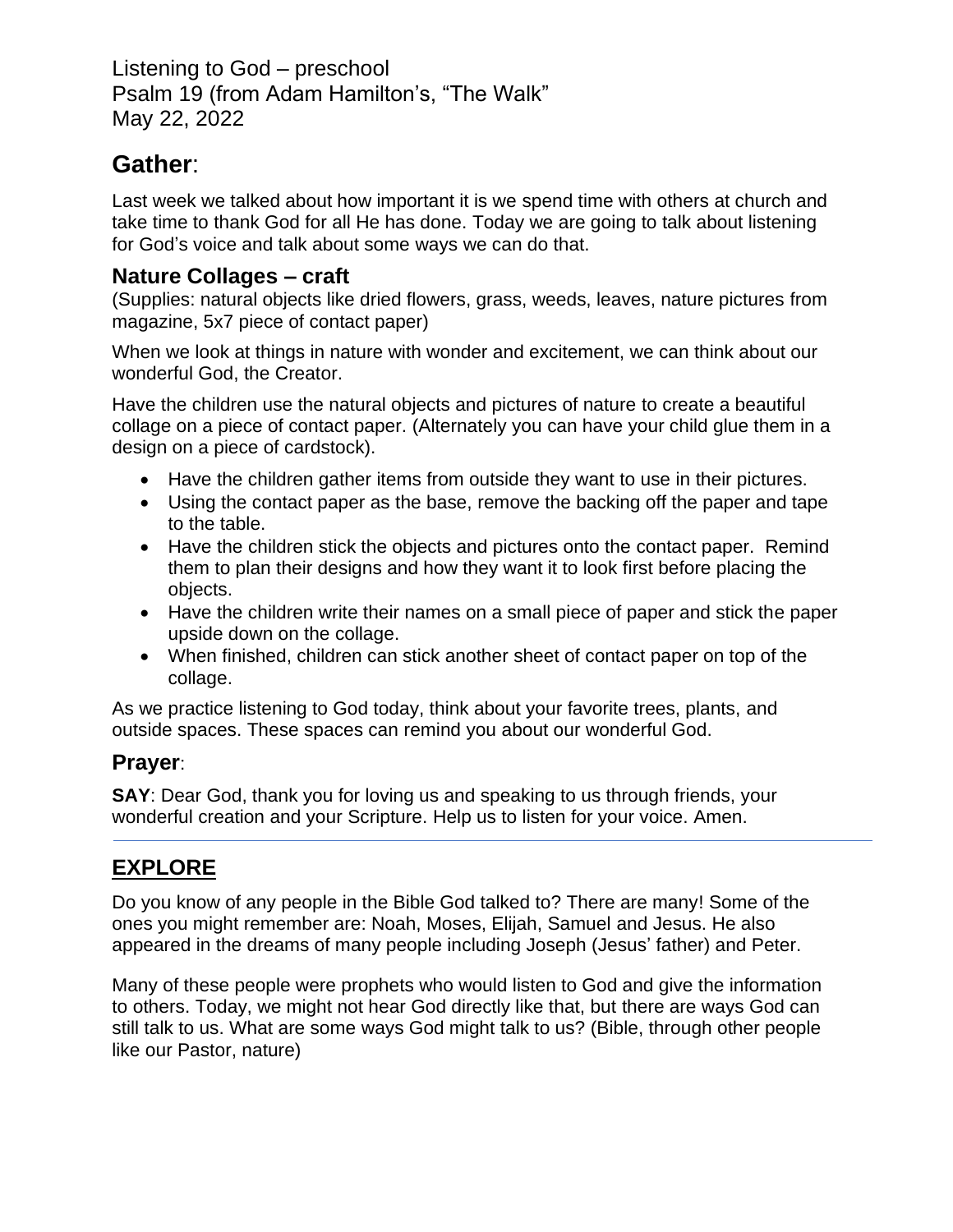Listening to God – preschool
Psalm 19 (from Adam Hamilton's, "The Walk"
May 22, 2022

# Gather:

Last week we talked about how important it is we spend time with others at church and take time to thank God for all He has done. Today we are going to talk about listening for God's voice and talk about some ways we can do that.

## Nature Collages – craft

(Supplies: natural objects like dried flowers, grass, weeds, leaves, nature pictures from magazine, 5x7 piece of contact paper)

When we look at things in nature with wonder and excitement, we can think about our wonderful God, the Creator.

Have the children use the natural objects and pictures of nature to create a beautiful collage on a piece of contact paper. (Alternately you can have your child glue them in a design on a piece of cardstock).

- Have the children gather items from outside they want to use in their pictures.
- Using the contact paper as the base, remove the backing off the paper and tape to the table.
- Have the children stick the objects and pictures onto the contact paper. Remind them to plan their designs and how they want it to look first before placing the objects.
- Have the children write their names on a small piece of paper and stick the paper upside down on the collage.
- When finished, children can stick another sheet of contact paper on top of the collage.

As we practice listening to God today, think about your favorite trees, plants, and outside spaces. These spaces can remind you about our wonderful God.

## Prayer:

**SAY**: Dear God, thank you for loving us and speaking to us through friends, your wonderful creation and your Scripture. Help us to listen for your voice. Amen.

---

## EXPLORE

Do you know of any people in the Bible God talked to? There are many! Some of the ones you might remember are: Noah, Moses, Elijah, Samuel and Jesus. He also appeared in the dreams of many people including Joseph (Jesus' father) and Peter.

Many of these people were prophets who would listen to God and give the information to others. Today, we might not hear God directly like that, but there are ways God can still talk to us. What are some ways God might talk to us? (Bible, through other people like our Pastor, nature)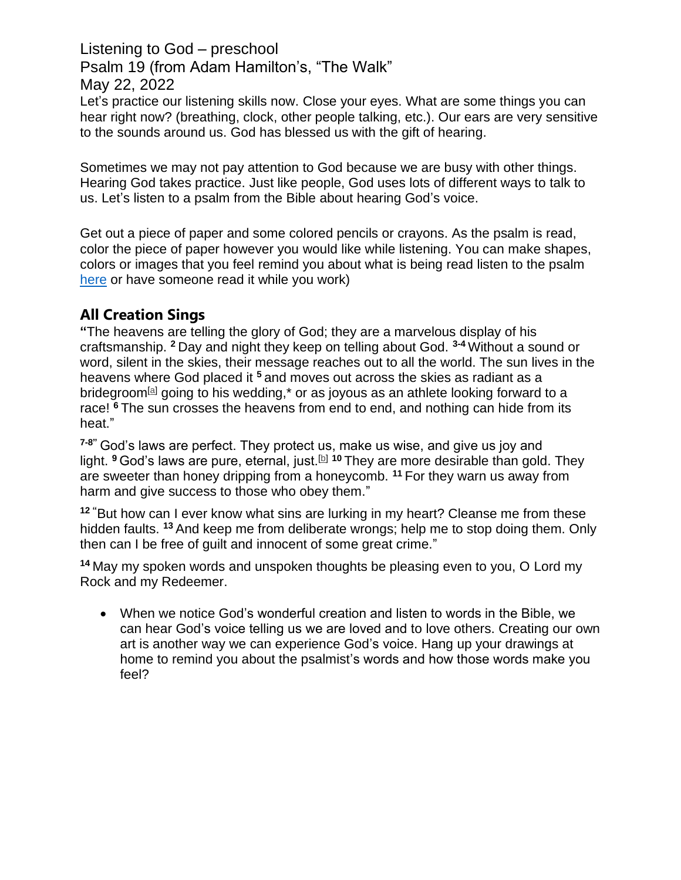Listening to God – preschool
Psalm 19 (from Adam Hamilton's, "The Walk"
May 22, 2022

Let's practice our listening skills now. Close your eyes. What are some things you can hear right now? (breathing, clock, other people talking, etc.). Our ears are very sensitive to the sounds around us. God has blessed us with the gift of hearing.

Sometimes we may not pay attention to God because we are busy with other things. Hearing God takes practice. Just like people, God uses lots of different ways to talk to us. Let's listen to a psalm from the Bible about hearing God's voice.

Get out a piece of paper and some colored pencils or crayons. As the psalm is read, color the piece of paper however you would like while listening. You can make shapes, colors or images that you feel remind you about what is being read listen to the psalm here or have someone read it while you work)

## All Creation Sings

"The heavens are telling the glory of God; they are a marvelous display of his craftsmanship. **2** Day and night they keep on telling about God. **3-4** Without a sound or word, silent in the skies, their message reaches out to all the world. The sun lives in the heavens where God placed it **5** and moves out across the skies as radiant as a bridegroom[a] going to his wedding,* or as joyous as an athlete looking forward to a race! **6** The sun crosses the heavens from end to end, and nothing can hide from its heat."

**7-8**" God's laws are perfect. They protect us, make us wise, and give us joy and light. **9** God's laws are pure, eternal, just.[b] **10** They are more desirable than gold. They are sweeter than honey dripping from a honeycomb. **11** For they warn us away from harm and give success to those who obey them."

**12** "But how can I ever know what sins are lurking in my heart? Cleanse me from these hidden faults. **13** And keep me from deliberate wrongs; help me to stop doing them. Only then can I be free of guilt and innocent of some great crime."

**14** May my spoken words and unspoken thoughts be pleasing even to you, O Lord my Rock and my Redeemer.

- When we notice God's wonderful creation and listen to words in the Bible, we can hear God's voice telling us we are loved and to love others. Creating our own art is another way we can experience God's voice. Hang up your drawings at home to remind you about the psalmist's words and how those words make you feel?